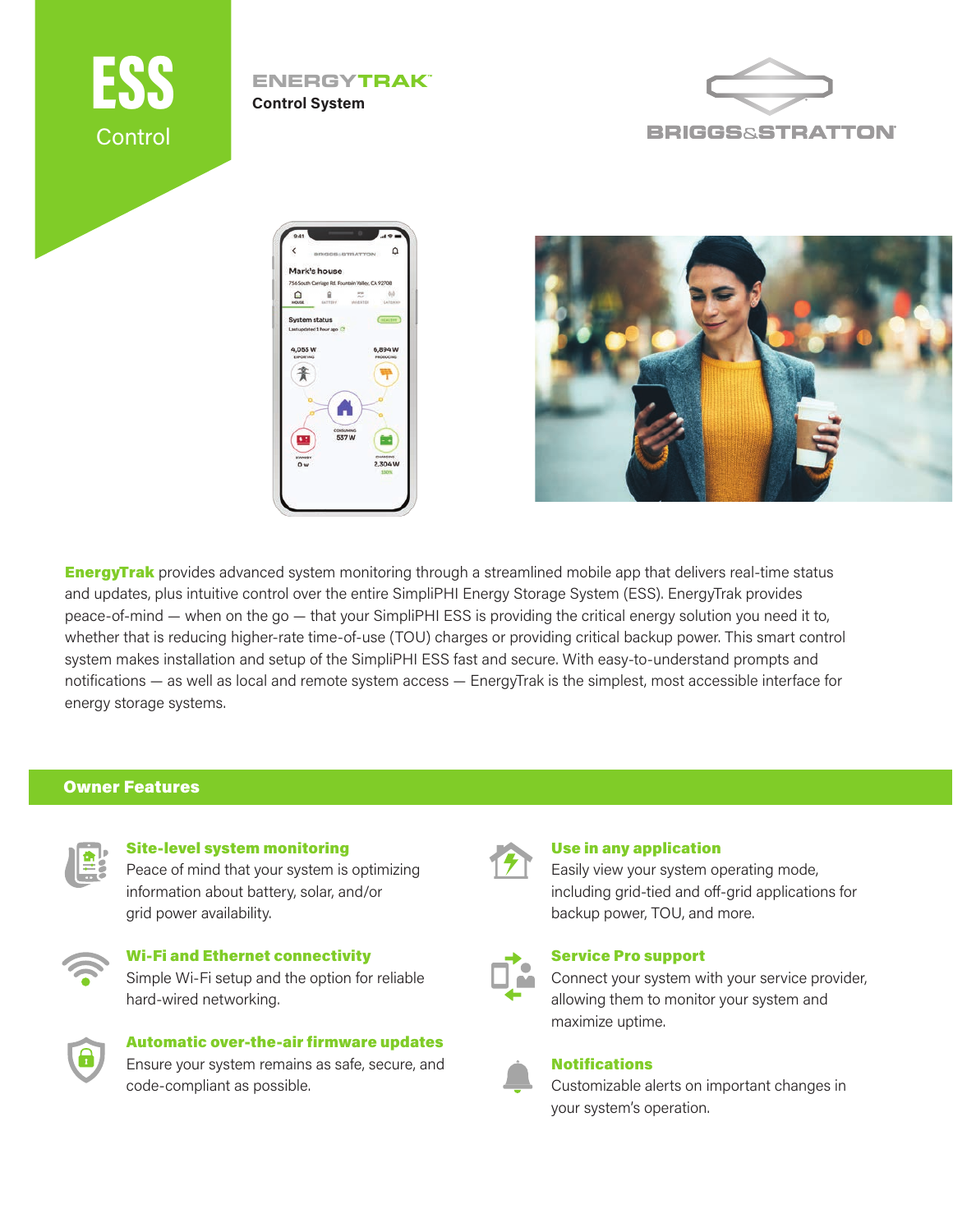# ESS Control

## ENERGYTRAK™ Control System

BRIGGS&STRATTON

**EnergyTrak** provides advanced system monitoring through a streamlined mobile app that delivers real-time status and updates, plus intuitive control over the entire SimpliPHI Energy Storage System (ESS). EnergyTrak provides peace-of-mind — when on the go — that your SimpliPHI ESS is providing the critical energy solution you need it to, whether that is reducing higher-rate time-of-use (TOU) charges or providing critical backup power. This smart control system makes installation and setup of the SimpliPHI ESS fast and secure. With easy-to-understand prompts and notifications — as well as local and remote system access — EnergyTrak is the simplest, most accessible interface for energy storage systems.

## Owner Features

**Site-level system monitoring**
Peace of mind that your system is optimizing information about battery, solar, and/or grid power availability.

**Wi-Fi and Ethernet connectivity**
Simple Wi-Fi setup and the option for reliable hard-wired networking.

**Automatic over-the-air firmware updates**
Ensure your system remains as safe, secure, and code-compliant as possible.

**Use in any application**
Easily view your system operating mode, including grid-tied and off-grid applications for backup power, TOU, and more.

**Service Pro support**
Connect your system with your service provider, allowing them to monitor your system and maximize uptime.

**Notifications**
Customizable alerts on important changes in your system's operation.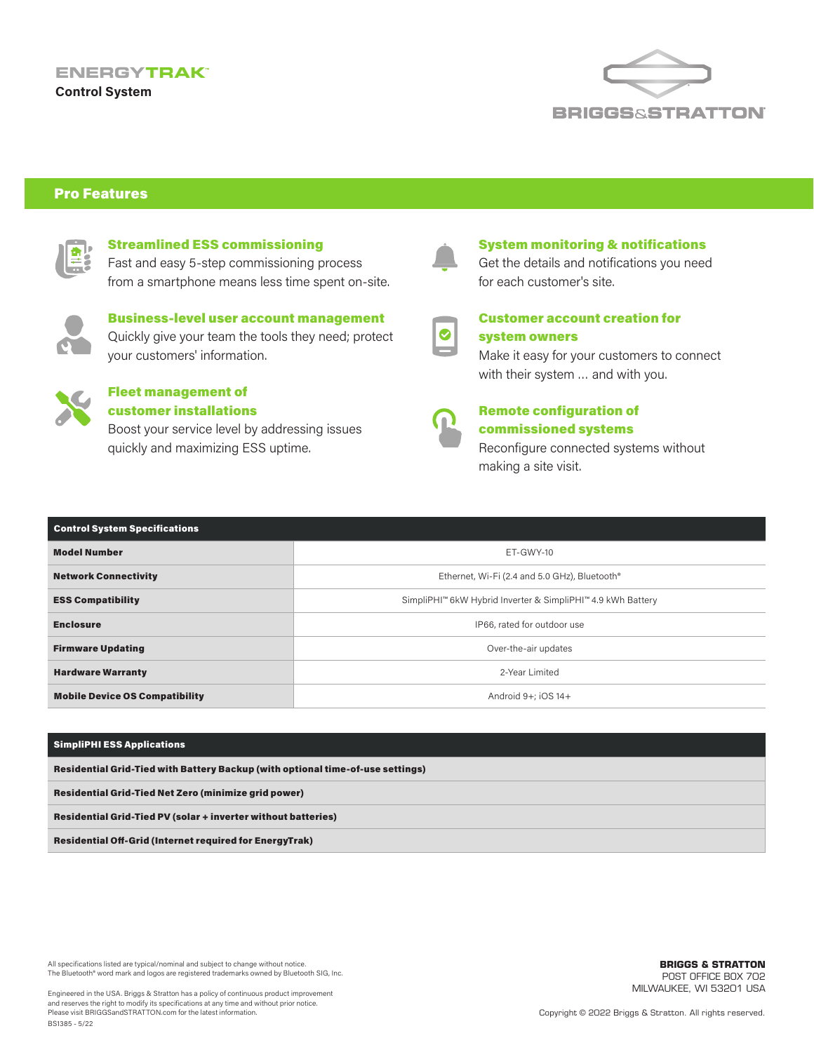ENERGYTRAK™
**Control System**

BRIGGS&STRATTON

## Pro Features

### Streamlined ESS commissioning
Fast and easy 5-step commissioning process from a smartphone means less time spent on-site.

### Business-level user account management
Quickly give your team the tools they need; protect your customers' information.

### Fleet management of customer installations
Boost your service level by addressing issues quickly and maximizing ESS uptime.

### System monitoring & notifications
Get the details and notifications you need for each customer's site.

### Customer account creation for system owners
Make it easy for your customers to connect with their system ... and with you.

### Remote configuration of commissioned systems
Reconfigure connected systems without making a site visit.

| Control System Specifications | |
|---|---|
| **Model Number** | ET-GWY-10 |
| **Network Connectivity** | Ethernet, Wi-Fi (2.4 and 5.0 GHz), Bluetooth® |
| **ESS Compatibility** | SimpliPHI™ 6kW Hybrid Inverter & SimpliPHI™ 4.9 kWh Battery |
| **Enclosure** | IP66, rated for outdoor use |
| **Firmware Updating** | Over-the-air updates |
| **Hardware Warranty** | 2-Year Limited |
| **Mobile Device OS Compatibility** | Android 9+; iOS 14+ |

| SimpliPHI ESS Applications |
|---|
| **Residential Grid-Tied with Battery Backup (with optional time-of-use settings)** |
| **Residential Grid-Tied Net Zero (minimize grid power)** |
| **Residential Grid-Tied PV (solar + inverter without batteries)** |
| **Residential Off-Grid (Internet required for EnergyTrak)** |

All specifications listed are typical/nominal and subject to change without notice.
The Bluetooth® word mark and logos are registered trademarks owned by Bluetooth SIG, Inc.

Engineered in the USA. Briggs & Stratton has a policy of continuous product improvement and reserves the right to modify its specifications at any time and without prior notice. Please visit BRIGGSandSTRATTON.com for the latest information.

BS1385 - 5/22

**BRIGGS & STRATTON**
POST OFFICE BOX 702
MILWAUKEE, WI 53201 USA

Copyright © 2022 Briggs & Stratton. All rights reserved.